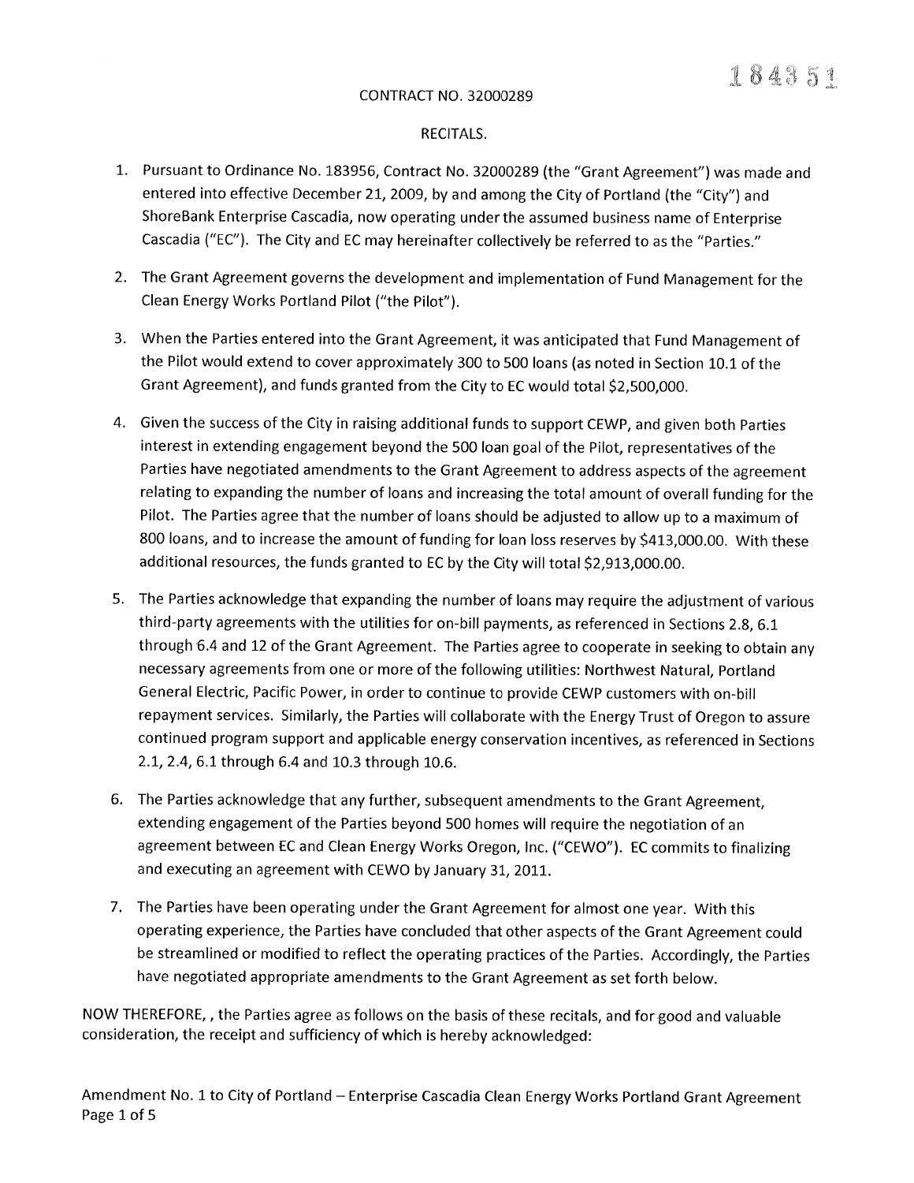184351

CONTRACT NO. 32000289

RECITALS.

1. Pursuant to Ordinance No. 183956, Contract No. 32000289 (the "Grant Agreement") was made and entered into effective December 21, 2009, by and among the City of Portland (the "City") and ShoreBank Enterprise Cascadia, now operating under the assumed business name of Enterprise Cascadia ("EC"). The City and EC may hereinafter collectively be referred to as the "Parties."

2. The Grant Agreement governs the development and implementation of Fund Management for the Clean Energy Works Portland Pilot ("the Pilot").

3. When the Parties entered into the Grant Agreement, it was anticipated that Fund Management of the Pilot would extend to cover approximately 300 to 500 loans (as noted in Section 10.1 of the Grant Agreement), and funds granted from the City to EC would total $2,500,000.

4. Given the success of the City in raising additional funds to support CEWP, and given both Parties interest in extending engagement beyond the 500 loan goal of the Pilot, representatives of the Parties have negotiated amendments to the Grant Agreement to address aspects of the agreement relating to expanding the number of loans and increasing the total amount of overall funding for the Pilot. The Parties agree that the number of loans should be adjusted to allow up to a maximum of 800 loans, and to increase the amount of funding for loan loss reserves by $413,000.00. With these additional resources, the funds granted to EC by the City will total $2,913,000.00.

5. The Parties acknowledge that expanding the number of loans may require the adjustment of various third-party agreements with the utilities for on-bill payments, as referenced in Sections 2.8, 6.1 through 6.4 and 12 of the Grant Agreement. The Parties agree to cooperate in seeking to obtain any necessary agreements from one or more of the following utilities: Northwest Natural, Portland General Electric, Pacific Power, in order to continue to provide CEWP customers with on-bill repayment services. Similarly, the Parties will collaborate with the Energy Trust of Oregon to assure continued program support and applicable energy conservation incentives, as referenced in Sections 2.1, 2.4, 6.1 through 6.4 and 10.3 through 10.6.

6. The Parties acknowledge that any further, subsequent amendments to the Grant Agreement, extending engagement of the Parties beyond 500 homes will require the negotiation of an agreement between EC and Clean Energy Works Oregon, Inc. ("CEWO"). EC commits to finalizing and executing an agreement with CEWO by January 31, 2011.

7. The Parties have been operating under the Grant Agreement for almost one year. With this operating experience, the Parties have concluded that other aspects of the Grant Agreement could be streamlined or modified to reflect the operating practices of the Parties. Accordingly, the Parties have negotiated appropriate amendments to the Grant Agreement as set forth below.

NOW THEREFORE, , the Parties agree as follows on the basis of these recitals, and for good and valuable consideration, the receipt and sufficiency of which is hereby acknowledged: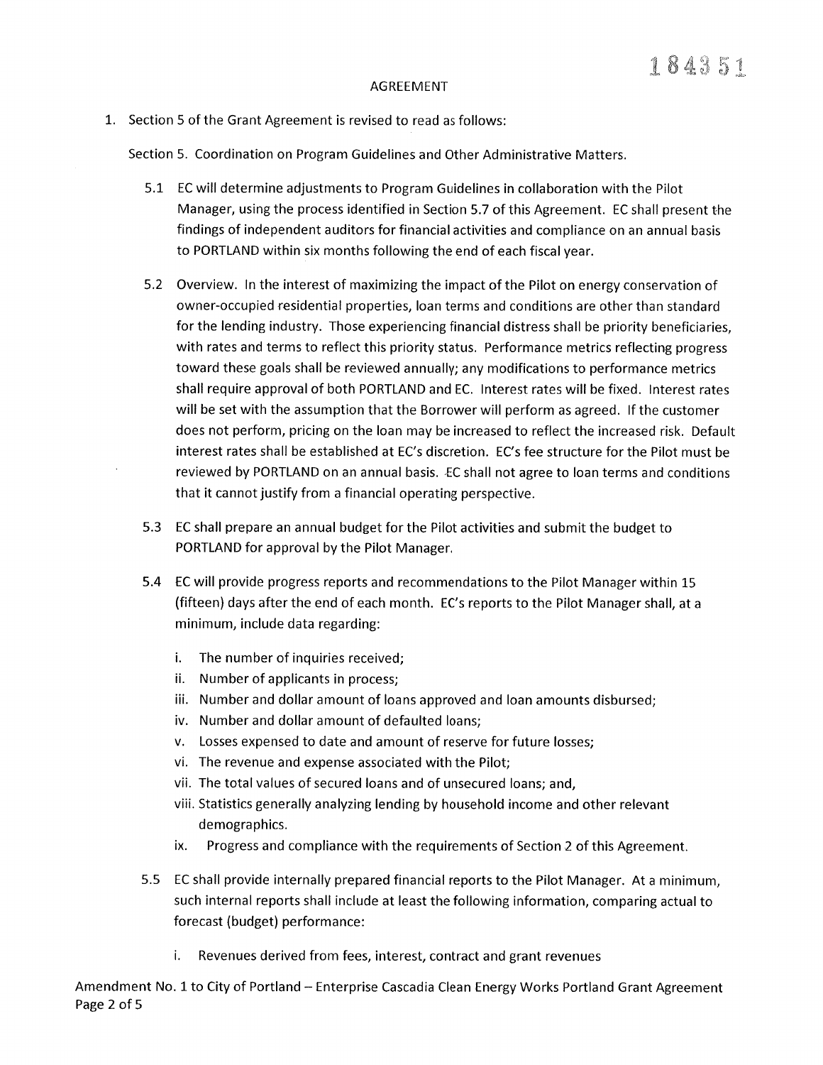184351

## AGREEMENT

1. Section 5 of the Grant Agreement is revised to read as follows:

   Section 5. Coordination on Program Guidelines and Other Administrative Matters.

   5.1 EC will determine adjustments to Program Guidelines in collaboration with the Pilot Manager, using the process identified in Section 5.7 of this Agreement. EC shall present the findings of independent auditors for financial activities and compliance on an annual basis to PORTLAND within six months following the end of each fiscal year.

   5.2 Overview. In the interest of maximizing the impact of the Pilot on energy conservation of owner-occupied residential properties, loan terms and conditions are other than standard for the lending industry. Those experiencing financial distress shall be priority beneficiaries, with rates and terms to reflect this priority status. Performance metrics reflecting progress toward these goals shall be reviewed annually; any modifications to performance metrics shall require approval of both PORTLAND and EC. Interest rates will be fixed. Interest rates will be set with the assumption that the Borrower will perform as agreed. If the customer does not perform, pricing on the loan may be increased to reflect the increased risk. Default interest rates shall be established at EC's discretion. EC's fee structure for the Pilot must be reviewed by PORTLAND on an annual basis. EC shall not agree to loan terms and conditions that it cannot justify from a financial operating perspective.

   5.3 EC shall prepare an annual budget for the Pilot activities and submit the budget to PORTLAND for approval by the Pilot Manager.

   5.4 EC will provide progress reports and recommendations to the Pilot Manager within 15 (fifteen) days after the end of each month. EC's reports to the Pilot Manager shall, at a minimum, include data regarding:

      i. The number of inquiries received;
      ii. Number of applicants in process;
      iii. Number and dollar amount of loans approved and loan amounts disbursed;
      iv. Number and dollar amount of defaulted loans;
      v. Losses expensed to date and amount of reserve for future losses;
      vi. The revenue and expense associated with the Pilot;
      vii. The total values of secured loans and of unsecured loans; and,
      viii. Statistics generally analyzing lending by household income and other relevant demographics.
      ix. Progress and compliance with the requirements of Section 2 of this Agreement.

   5.5 EC shall provide internally prepared financial reports to the Pilot Manager. At a minimum, such internal reports shall include at least the following information, comparing actual to forecast (budget) performance:

      i. Revenues derived from fees, interest, contract and grant revenues

Amendment No. 1 to City of Portland – Enterprise Cascadia Clean Energy Works Portland Grant Agreement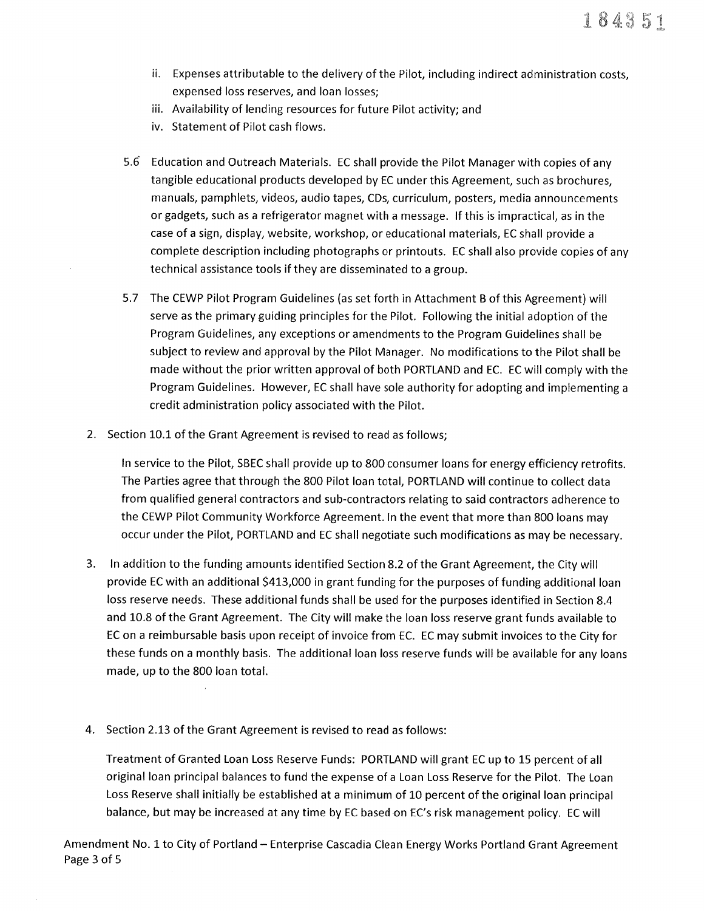ii. Expenses attributable to the delivery of the Pilot, including indirect administration costs, expensed loss reserves, and loan losses;
   iii. Availability of lending resources for future Pilot activity; and
   iv. Statement of Pilot cash flows.

5.6 Education and Outreach Materials. EC shall provide the Pilot Manager with copies of any tangible educational products developed by EC under this Agreement, such as brochures, manuals, pamphlets, videos, audio tapes, CDs, curriculum, posters, media announcements or gadgets, such as a refrigerator magnet with a message. If this is impractical, as in the case of a sign, display, website, workshop, or educational materials, EC shall provide a complete description including photographs or printouts. EC shall also provide copies of any technical assistance tools if they are disseminated to a group.

5.7 The CEWP Pilot Program Guidelines (as set forth in Attachment B of this Agreement) will serve as the primary guiding principles for the Pilot. Following the initial adoption of the Program Guidelines, any exceptions or amendments to the Program Guidelines shall be subject to review and approval by the Pilot Manager. No modifications to the Pilot shall be made without the prior written approval of both PORTLAND and EC. EC will comply with the Program Guidelines. However, EC shall have sole authority for adopting and implementing a credit administration policy associated with the Pilot.

2. Section 10.1 of the Grant Agreement is revised to read as follows;

   In service to the Pilot, SBEC shall provide up to 800 consumer loans for energy efficiency retrofits. The Parties agree that through the 800 Pilot loan total, PORTLAND will continue to collect data from qualified general contractors and sub-contractors relating to said contractors adherence to the CEWP Pilot Community Workforce Agreement. In the event that more than 800 loans may occur under the Pilot, PORTLAND and EC shall negotiate such modifications as may be necessary.

3. In addition to the funding amounts identified Section 8.2 of the Grant Agreement, the City will provide EC with an additional $413,000 in grant funding for the purposes of funding additional loan loss reserve needs. These additional funds shall be used for the purposes identified in Section 8.4 and 10.8 of the Grant Agreement. The City will make the loan loss reserve grant funds available to EC on a reimbursable basis upon receipt of invoice from EC. EC may submit invoices to the City for these funds on a monthly basis. The additional loan loss reserve funds will be available for any loans made, up to the 800 loan total.

4. Section 2.13 of the Grant Agreement is revised to read as follows:

   Treatment of Granted Loan Loss Reserve Funds: PORTLAND will grant EC up to 15 percent of all original loan principal balances to fund the expense of a Loan Loss Reserve for the Pilot. The Loan Loss Reserve shall initially be established at a minimum of 10 percent of the original loan principal balance, but may be increased at any time by EC based on EC's risk management policy. EC will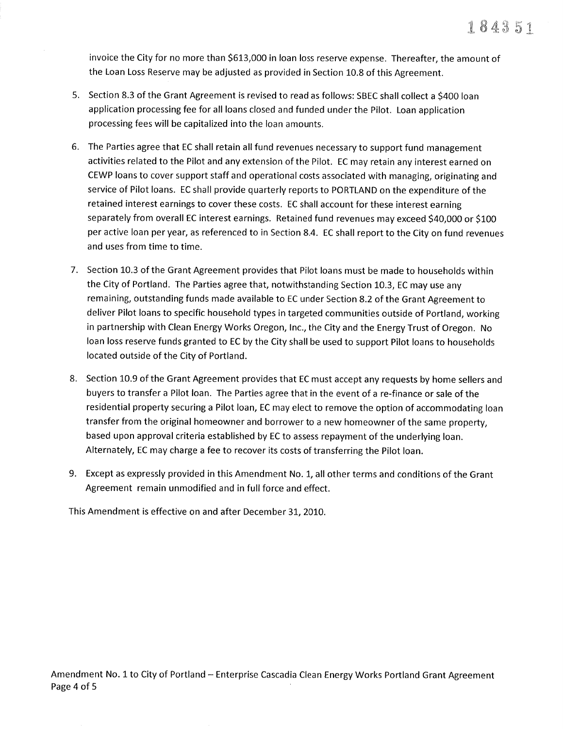invoice the City for no more than $613,000 in loan loss reserve expense. Thereafter, the amount of the Loan Loss Reserve may be adjusted as provided in Section 10.8 of this Agreement.

5. Section 8.3 of the Grant Agreement is revised to read as follows: SBEC shall collect a $400 loan application processing fee for all loans closed and funded under the Pilot. Loan application processing fees will be capitalized into the loan amounts.

6. The Parties agree that EC shall retain all fund revenues necessary to support fund management activities related to the Pilot and any extension of the Pilot. EC may retain any interest earned on CEWP loans to cover support staff and operational costs associated with managing, originating and service of Pilot loans. EC shall provide quarterly reports to PORTLAND on the expenditure of the retained interest earnings to cover these costs. EC shall account for these interest earning separately from overall EC interest earnings. Retained fund revenues may exceed $40,000 or $100 per active loan per year, as referenced to in Section 8.4. EC shall report to the City on fund revenues and uses from time to time.

7. Section 10.3 of the Grant Agreement provides that Pilot loans must be made to households within the City of Portland. The Parties agree that, notwithstanding Section 10.3, EC may use any remaining, outstanding funds made available to EC under Section 8.2 of the Grant Agreement to deliver Pilot loans to specific household types in targeted communities outside of Portland, working in partnership with Clean Energy Works Oregon, Inc., the City and the Energy Trust of Oregon. No loan loss reserve funds granted to EC by the City shall be used to support Pilot loans to households located outside of the City of Portland.

8. Section 10.9 of the Grant Agreement provides that EC must accept any requests by home sellers and buyers to transfer a Pilot loan. The Parties agree that in the event of a re-finance or sale of the residential property securing a Pilot loan, EC may elect to remove the option of accommodating loan transfer from the original homeowner and borrower to a new homeowner of the same property, based upon approval criteria established by EC to assess repayment of the underlying loan. Alternately, EC may charge a fee to recover its costs of transferring the Pilot loan.

9. Except as expressly provided in this Amendment No. 1, all other terms and conditions of the Grant Agreement remain unmodified and in full force and effect.

This Amendment is effective on and after December 31, 2010.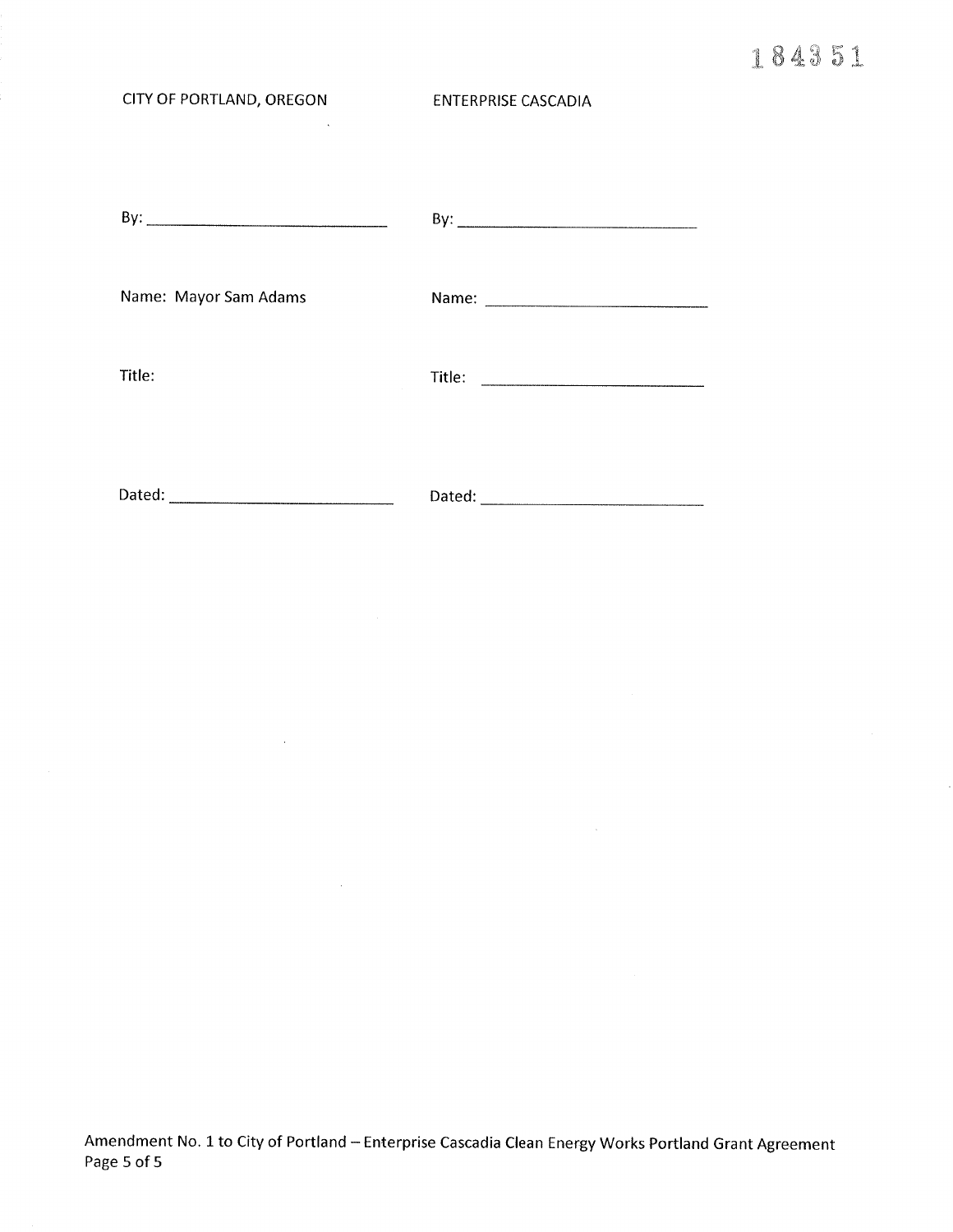184351

| CITY OF PORTLAND, OREGON | ENTERPRISE CASCADIA |
| --- | --- |
| By: ______________________ | By: ______________________ |
| Name: Mayor Sam Adams | Name: ______________________ |
| Title: | Title: ______________________ |
| Dated: ______________________ | Dated: ______________________ |

Amendment No. 1 to City of Portland – Enterprise Cascadia Clean Energy Works Portland Grant Agreement